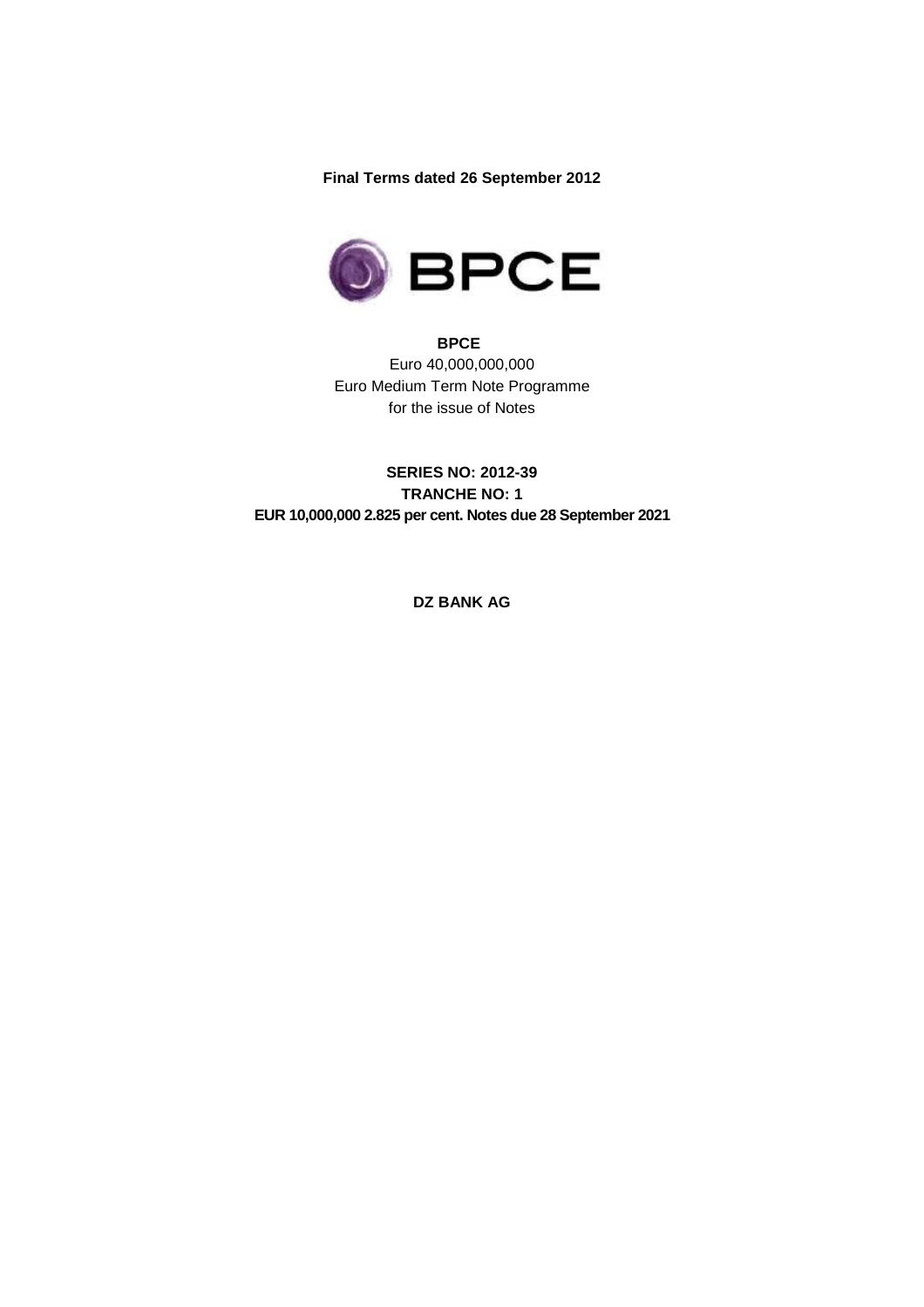**Final Terms dated 26 September 2012**

BPCE

**BPCE**

Euro 40,000,000,000

Euro Medium Term Note Programme

for the issue of Notes

**SERIES NO: 2012-39**

**TRANCHE NO: 1**

**EUR 10,000,000 2.825 per cent. Notes due 28 September 2021**

**DZ BANK AG**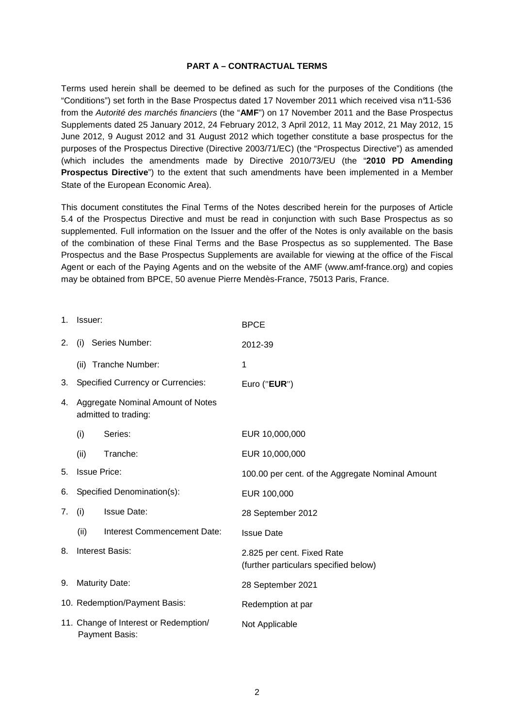## PART A – CONTRACTUAL TERMS

Terms used herein shall be deemed to be defined as such for the purposes of the Conditions (the "Conditions") set forth in the Base Prospectus dated 17 November 2011 which received visa n°11-536 from the *Autorité des marchés financiers* (the "**AMF**") on 17 November 2011 and the Base Prospectus Supplements dated 25 January 2012, 24 February 2012, 3 April 2012, 11 May 2012, 21 May 2012, 15 June 2012, 9 August 2012 and 31 August 2012 which together constitute a base prospectus for the purposes of the Prospectus Directive (Directive 2003/71/EC) (the "Prospectus Directive") as amended (which includes the amendments made by Directive 2010/73/EU (the "**2010 PD Amending Prospectus Directive**") to the extent that such amendments have been implemented in a Member State of the European Economic Area).

This document constitutes the Final Terms of the Notes described herein for the purposes of Article 5.4 of the Prospectus Directive and must be read in conjunction with such Base Prospectus as so supplemented. Full information on the Issuer and the offer of the Notes is only available on the basis of the combination of these Final Terms and the Base Prospectus as so supplemented. The Base Prospectus and the Base Prospectus Supplements are available for viewing at the office of the Fiscal Agent or each of the Paying Agents and on the website of the AMF (www.amf-france.org) and copies may be obtained from BPCE, 50 avenue Pierre Mendès-France, 75013 Paris, France.

| | |
|---|---|
| 1. Issuer: | BPCE |
| 2. (i) Series Number: | 2012-39 |
| (ii) Tranche Number: | 1 |
| 3. Specified Currency or Currencies: | Euro ("**EUR**") |
| 4. Aggregate Nominal Amount of Notes admitted to trading: | |
| (i) Series: | EUR 10,000,000 |
| (ii) Tranche: | EUR 10,000,000 |
| 5. Issue Price: | 100.00 per cent. of the Aggregate Nominal Amount |
| 6. Specified Denomination(s): | EUR 100,000 |
| 7. (i) Issue Date: | 28 September 2012 |
| (ii) Interest Commencement Date: | Issue Date |
| 8. Interest Basis: | 2.825 per cent. Fixed Rate (further particulars specified below) |
| 9. Maturity Date: | 28 September 2021 |
| 10. Redemption/Payment Basis: | Redemption at par |
| 11. Change of Interest or Redemption/ Payment Basis: | Not Applicable |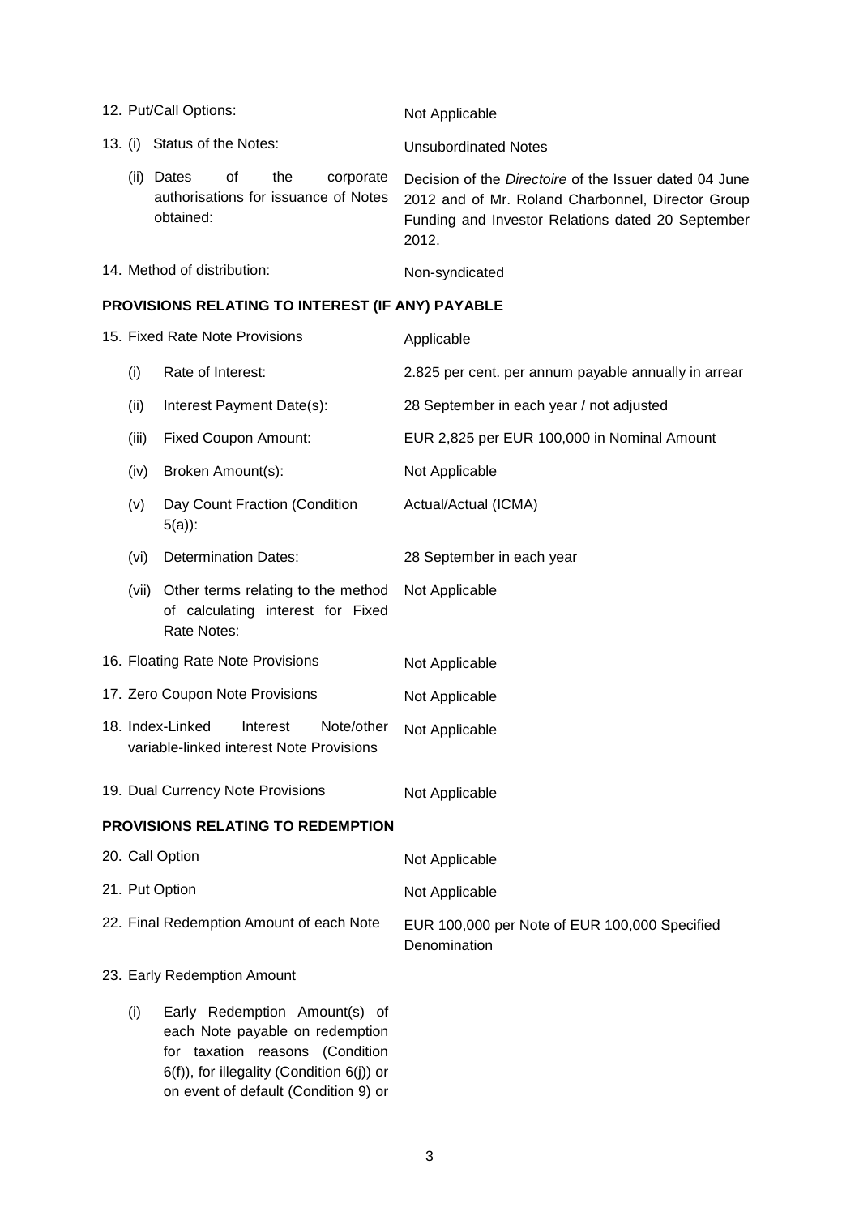| | |
|---|---|
| 12. Put/Call Options: | Not Applicable |
| 13. (i) Status of the Notes: | Unsubordinated Notes |
| (ii) Dates of the corporate authorisations for issuance of Notes obtained: | Decision of the *Directoire* of the Issuer dated 04 June 2012 and of Mr. Roland Charbonnel, Director Group Funding and Investor Relations dated 20 September 2012. |
| 14. Method of distribution: | Non-syndicated |

**PROVISIONS RELATING TO INTEREST (IF ANY) PAYABLE**

| | |
|---|---|
| 15. Fixed Rate Note Provisions | Applicable |
| (i) Rate of Interest: | 2.825 per cent. per annum payable annually in arrear |
| (ii) Interest Payment Date(s): | 28 September in each year / not adjusted |
| (iii) Fixed Coupon Amount: | EUR 2,825 per EUR 100,000 in Nominal Amount |
| (iv) Broken Amount(s): | Not Applicable |
| (v) Day Count Fraction (Condition 5(a)): | Actual/Actual (ICMA) |
| (vi) Determination Dates: | 28 September in each year |
| (vii) Other terms relating to the method of calculating interest for Fixed Rate Notes: | Not Applicable |
| 16. Floating Rate Note Provisions | Not Applicable |
| 17. Zero Coupon Note Provisions | Not Applicable |
| 18. Index-Linked Interest Note/other variable-linked interest Note Provisions | Not Applicable |
| 19. Dual Currency Note Provisions | Not Applicable |

**PROVISIONS RELATING TO REDEMPTION**

| | |
|---|---|
| 20. Call Option | Not Applicable |
| 21. Put Option | Not Applicable |
| 22. Final Redemption Amount of each Note | EUR 100,000 per Note of EUR 100,000 Specified Denomination |
| 23. Early Redemption Amount | |
| (i) Early Redemption Amount(s) of each Note payable on redemption for taxation reasons (Condition 6(f)), for illegality (Condition 6(j)) or on event of default (Condition 9) or | |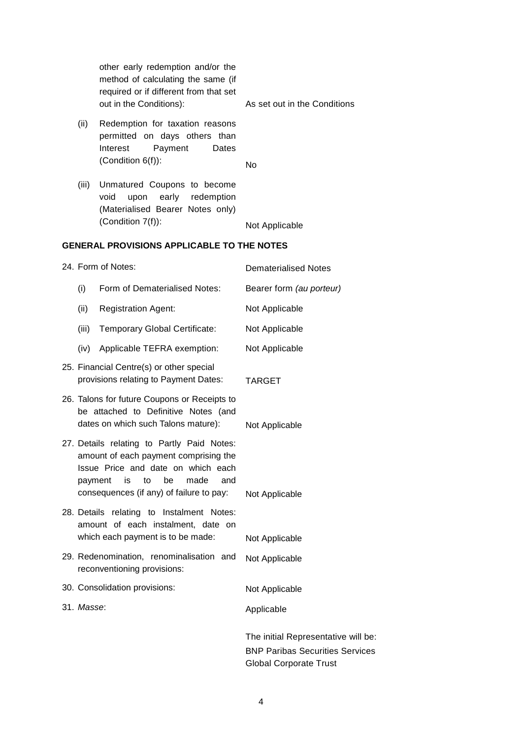| | |
|---|---|
| other early redemption and/or the method of calculating the same (if required or if different from that set out in the Conditions): | As set out in the Conditions |
| (ii) Redemption for taxation reasons permitted on days others than Interest Payment Dates (Condition 6(f)): | No |
| (iii) Unmatured Coupons to become void upon early redemption (Materialised Bearer Notes only) (Condition 7(f)): | Not Applicable |

**GENERAL PROVISIONS APPLICABLE TO THE NOTES**

| | |
|---|---|
| 24. Form of Notes: | Dematerialised Notes |
| (i) Form of Dematerialised Notes: | Bearer form *(au porteur)* |
| (ii) Registration Agent: | Not Applicable |
| (iii) Temporary Global Certificate: | Not Applicable |
| (iv) Applicable TEFRA exemption: | Not Applicable |
| 25. Financial Centre(s) or other special provisions relating to Payment Dates: | TARGET |
| 26. Talons for future Coupons or Receipts to be attached to Definitive Notes (and dates on which such Talons mature): | Not Applicable |
| 27. Details relating to Partly Paid Notes: amount of each payment comprising the Issue Price and date on which each payment is to be made and consequences (if any) of failure to pay: | Not Applicable |
| 28. Details relating to Instalment Notes: amount of each instalment, date on which each payment is to be made: | Not Applicable |
| 29. Redenomination, renominalisation and reconventioning provisions: | Not Applicable |
| 30. Consolidation provisions: | Not Applicable |
| 31. *Masse*: | Applicable<br><br>The initial Representative will be:<br>BNP Paribas Securities Services<br>Global Corporate Trust |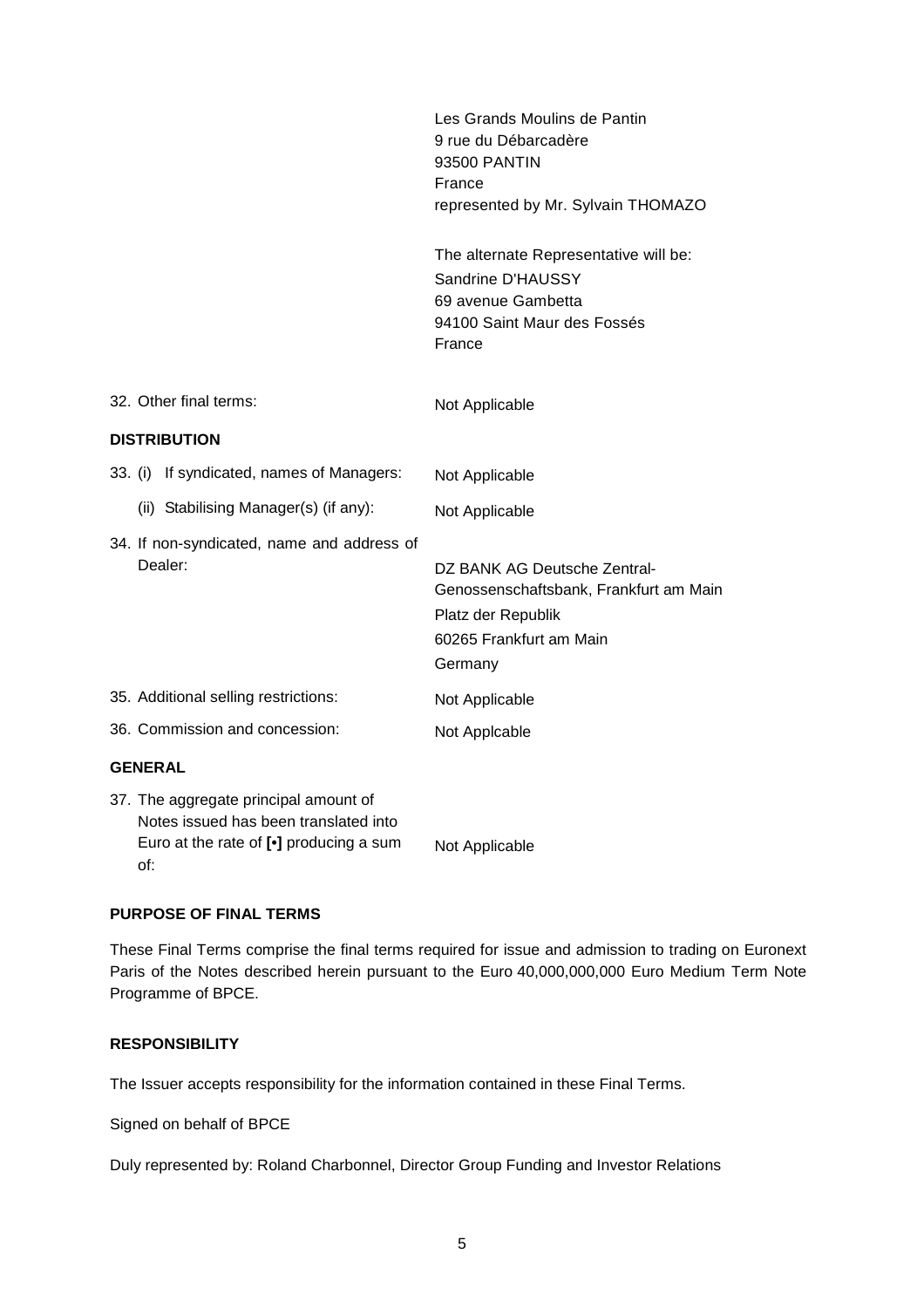| | |
|---|---|
| | Les Grands Moulins de Pantin<br>9 rue du Débarcadère<br>93500 PANTIN<br>France<br>represented by Mr. Sylvain THOMAZO<br><br>The alternate Representative will be:<br>Sandrine D'HAUSSY<br>69 avenue Gambetta<br>94100 Saint Maur des Fossés<br>France |
| 32. Other final terms: | Not Applicable |

**DISTRIBUTION**

| | |
|---|---|
| 33. (i) If syndicated, names of Managers: | Not Applicable |
| (ii) Stabilising Manager(s) (if any): | Not Applicable |
| 34. If non-syndicated, name and address of Dealer: | DZ BANK AG Deutsche Zentral-Genossenschaftsbank, Frankfurt am Main<br>Platz der Republik<br>60265 Frankfurt am Main<br>Germany |
| 35. Additional selling restrictions: | Not Applicable |
| 36. Commission and concession: | Not Applcable |

**GENERAL**

| | |
|---|---|
| 37. The aggregate principal amount of Notes issued has been translated into Euro at the rate of **[•]** producing a sum of: | Not Applicable |

**PURPOSE OF FINAL TERMS**

These Final Terms comprise the final terms required for issue and admission to trading on Euronext Paris of the Notes described herein pursuant to the Euro 40,000,000,000 Euro Medium Term Note Programme of BPCE.

**RESPONSIBILITY**

The Issuer accepts responsibility for the information contained in these Final Terms.

Signed on behalf of BPCE

Duly represented by: Roland Charbonnel, Director Group Funding and Investor Relations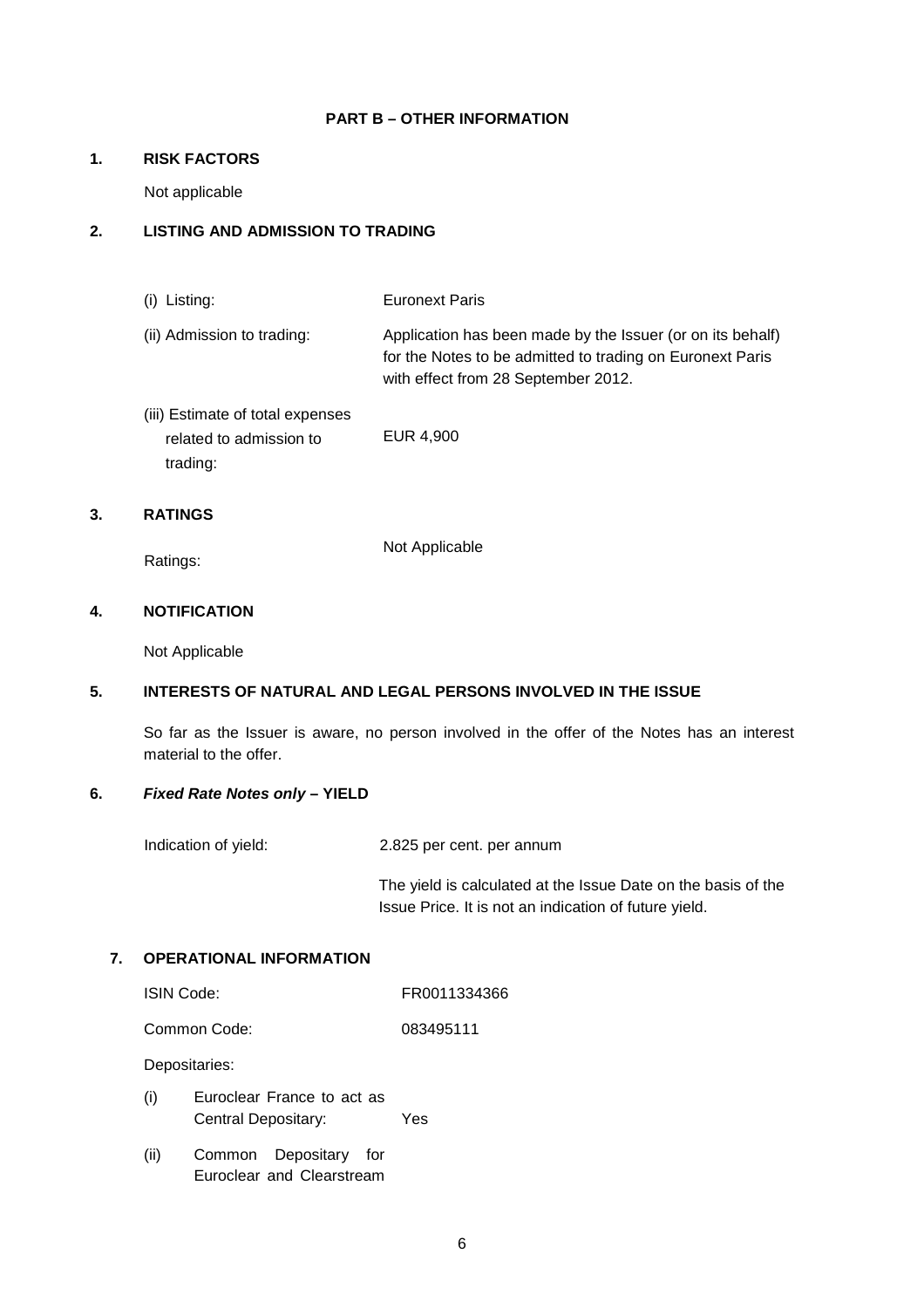## PART B – OTHER INFORMATION

### 1. RISK FACTORS

Not applicable

### 2. LISTING AND ADMISSION TO TRADING

| | |
|---|---|
| (i) Listing: | Euronext Paris |
| (ii) Admission to trading: | Application has been made by the Issuer (or on its behalf) for the Notes to be admitted to trading on Euronext Paris with effect from 28 September 2012. |
| (iii) Estimate of total expenses related to admission to trading: | EUR 4,900 |

### 3. RATINGS

| | |
|---|---|
| Ratings: | Not Applicable |

### 4. NOTIFICATION

Not Applicable

### 5. INTERESTS OF NATURAL AND LEGAL PERSONS INVOLVED IN THE ISSUE

So far as the Issuer is aware, no person involved in the offer of the Notes has an interest material to the offer.

### 6. *Fixed Rate Notes only* – YIELD

| | |
|---|---|
| Indication of yield: | 2.825 per cent. per annum |
| | The yield is calculated at the Issue Date on the basis of the Issue Price. It is not an indication of future yield. |

### 7. OPERATIONAL INFORMATION

| | |
|---|---|
| ISIN Code: | FR0011334366 |
| Common Code: | 083495111 |

Depositaries:

| | |
|---|---|
| (i) Euroclear France to act as Central Depositary: | Yes |
| (ii) Common Depositary for Euroclear and Clearstream | |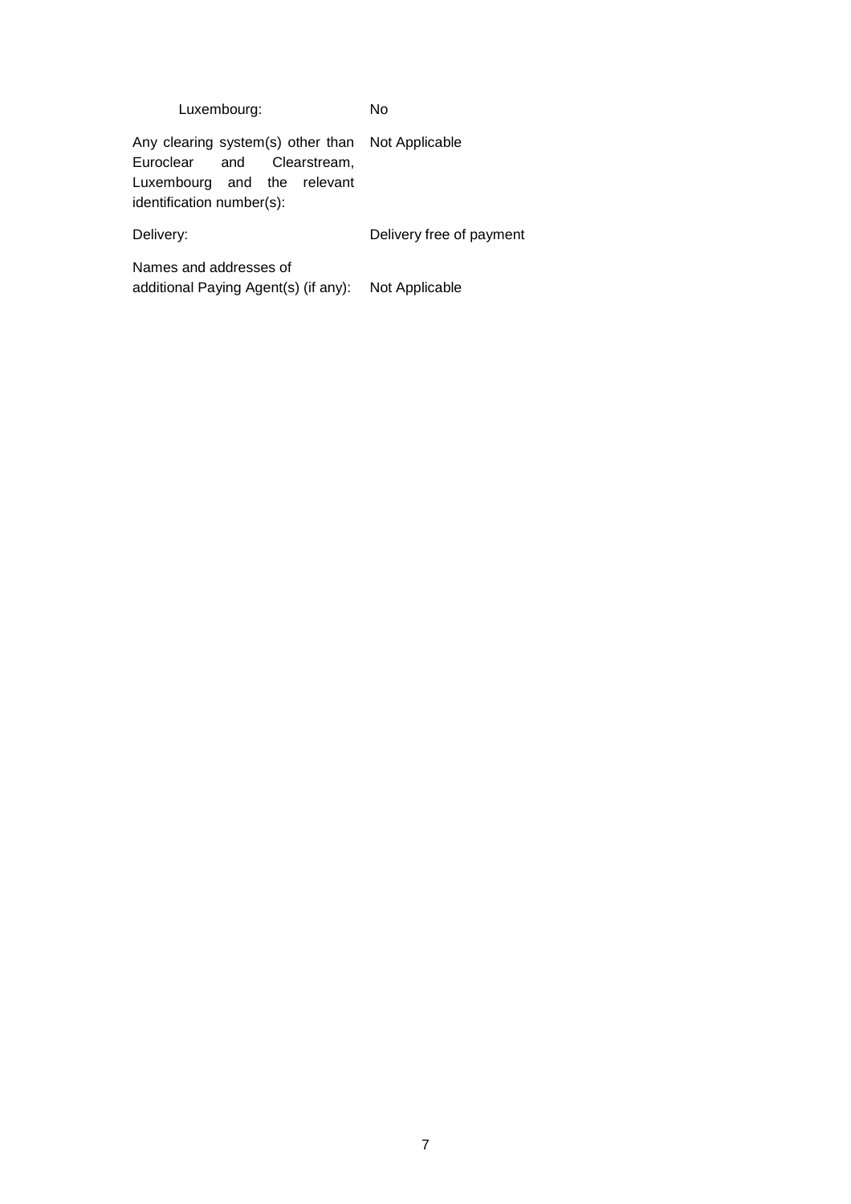| | |
|---|---|
| Luxembourg: | No |
| Any clearing system(s) other than Euroclear and Clearstream, Luxembourg and the relevant identification number(s): | Not Applicable |
| Delivery: | Delivery free of payment |
| Names and addresses of additional Paying Agent(s) (if any): | Not Applicable |